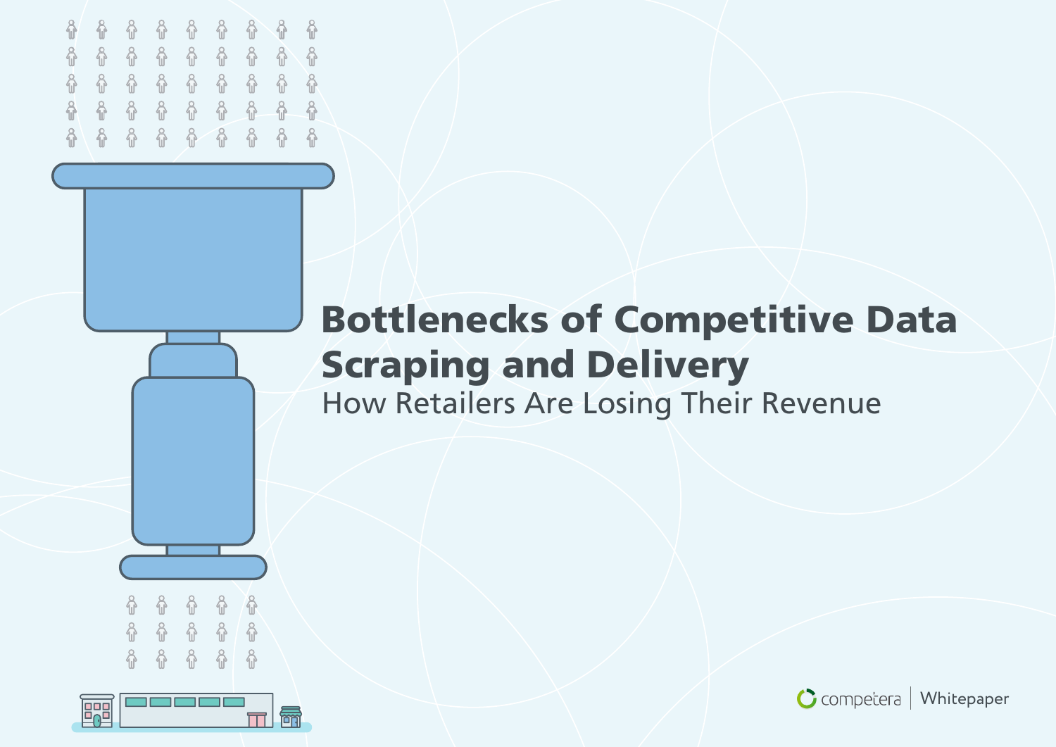# Bottlenecks of Competitive Data Scraping and Delivery

## How Retailers Are Losing Their Revenue

competera | Whitepaper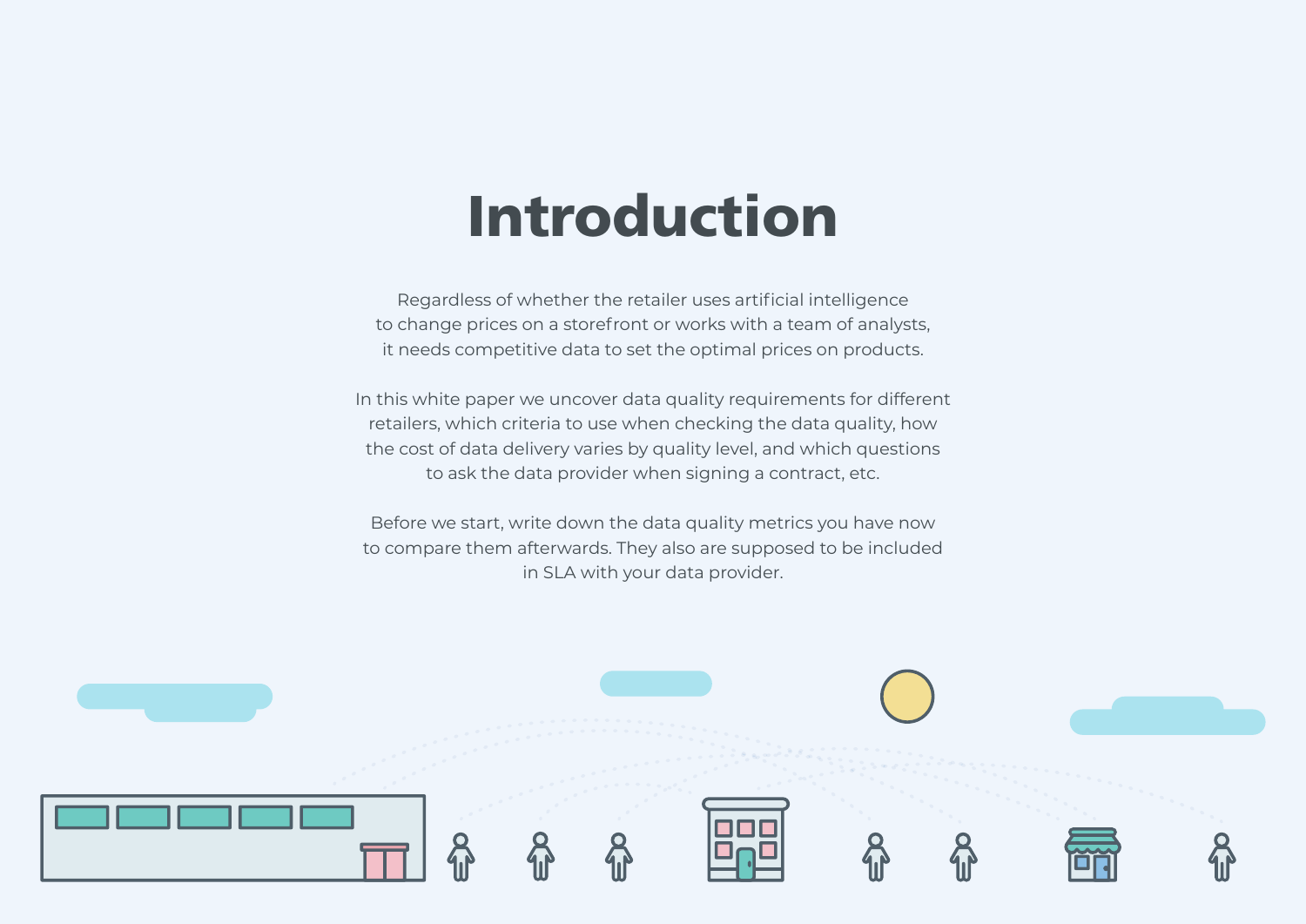# Introduction

Regardless of whether the retailer uses artificial intelligence to change prices on a storefront or works with a team of analysts, it needs competitive data to set the optimal prices on products.

In this white paper we uncover data quality requirements for different retailers, which criteria to use when checking the data quality, how the cost of data delivery varies by quality level, and which questions to ask the data provider when signing a contract, etc.

Before we start, write down the data quality metrics you have now to compare them afterwards. They also are supposed to be included in SLA with your data provider.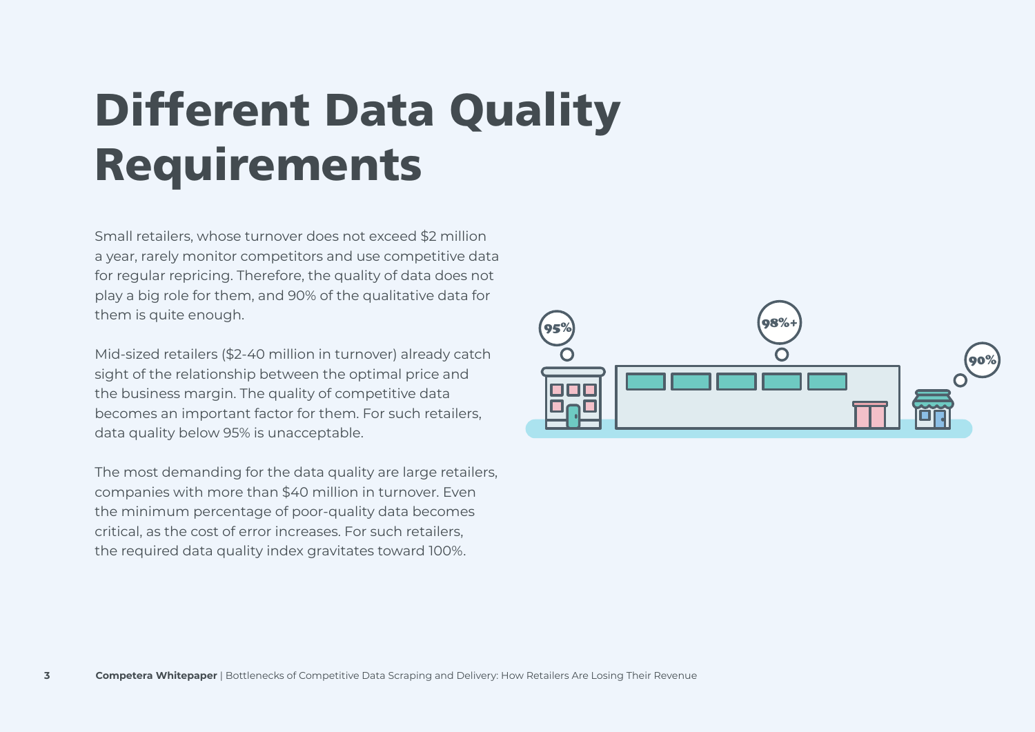# Different Data Quality Requirements

Small retailers, whose turnover does not exceed $2 million a year, rarely monitor competitors and use competitive data for regular repricing. Therefore, the quality of data does not play a big role for them, and 90% of the qualitative data for them is quite enough.

Mid-sized retailers ($2-40 million in turnover) already catch sight of the relationship between the optimal price and the business margin. The quality of competitive data becomes an important factor for them. For such retailers, data quality below 95% is unacceptable.

The most demanding for the data quality are large retailers, companies with more than $40 million in turnover. Even the minimum percentage of poor-quality data becomes critical, as the cost of error increases. For such retailers, the required data quality index gravitates toward 100%.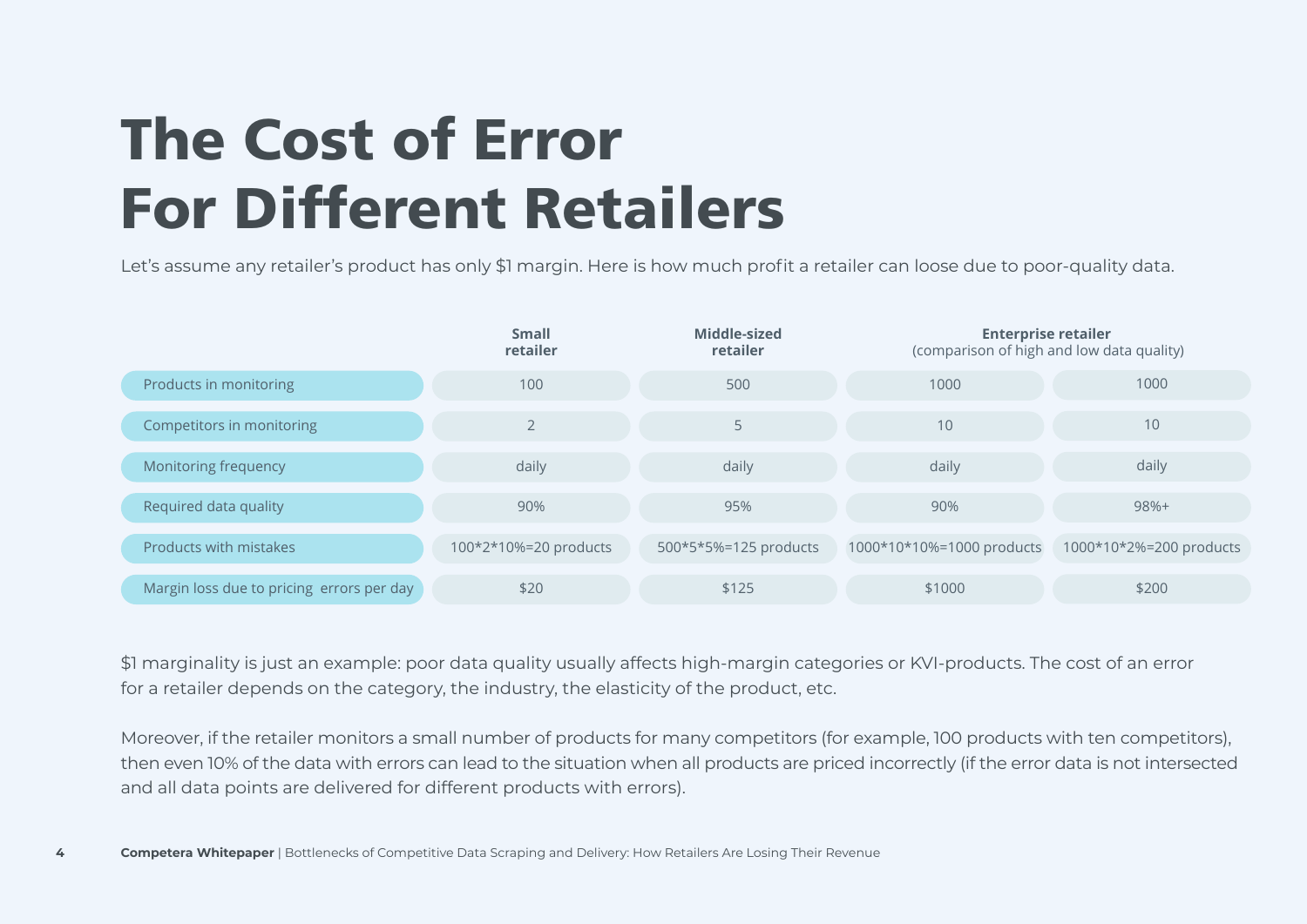# The Cost of Error For Different Retailers

Let's assume any retailer's product has only $1 margin. Here is how much profit a retailer can loose due to poor-quality data.

| | **Small retailer** | **Middle-sized retailer** | **Enterprise retailer** (comparison of high and low data quality) | |
|---|---|---|---|---|
| Products in monitoring | 100 | 500 | 1000 | 1000 |
| Competitors in monitoring | 2 | 5 | 10 | 10 |
| Monitoring frequency | daily | daily | daily | daily |
| Required data quality | 90% | 95% | 90% | 98%+ |
| Products with mistakes | 100*2*10%=20 products | 500*5*5%=125 products | 1000*10*10%=1000 products | 1000*10*2%=200 products |
| Margin loss due to pricing errors per day | $20 | $125 | $1000 | $200 |

$1 marginality is just an example: poor data quality usually affects high-margin categories or KVI-products. The cost of an error for a retailer depends on the category, the industry, the elasticity of the product, etc.

Moreover, if the retailer monitors a small number of products for many competitors (for example, 100 products with ten competitors), then even 10% of the data with errors can lead to the situation when all products are priced incorrectly (if the error data is not intersected and all data points are delivered for different products with errors).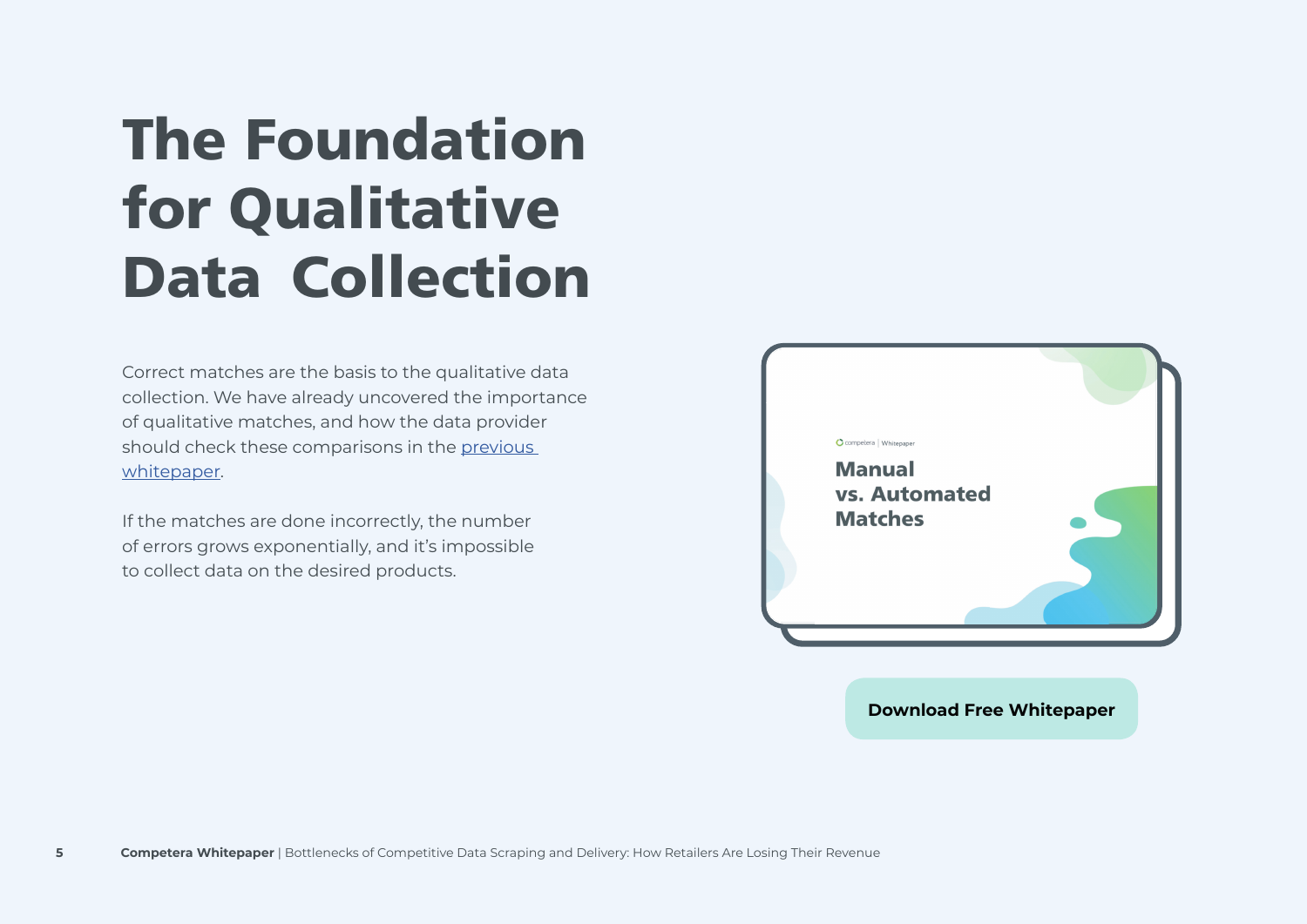# The Foundation for Qualitative Data Collection

Correct matches are the basis to the qualitative data collection. We have already uncovered the importance of qualitative matches, and how the data provider should check these comparisons in the previous whitepaper.

If the matches are done incorrectly, the number of errors grows exponentially, and it's impossible to collect data on the desired products.

Download Free Whitepaper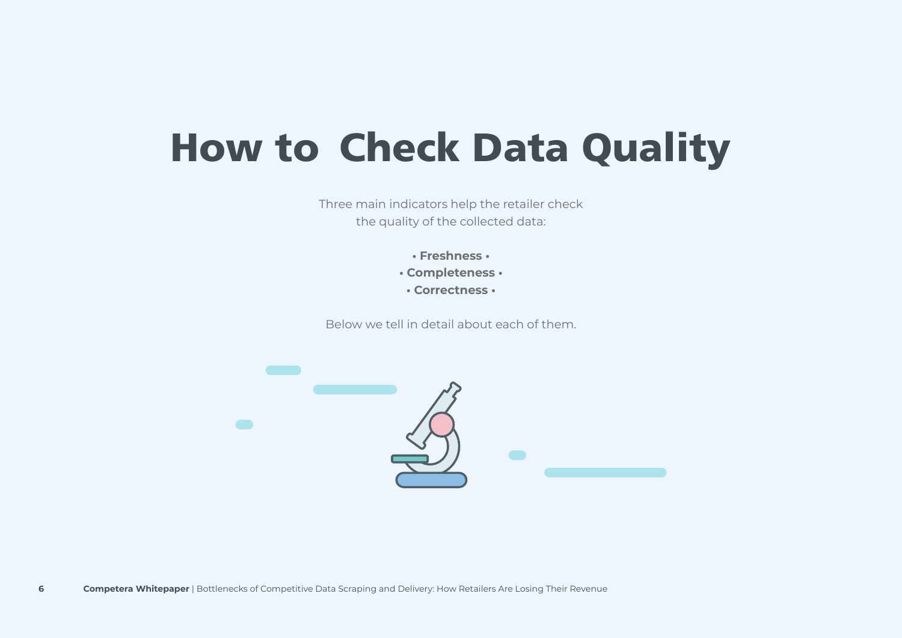# How to Check Data Quality

Three main indicators help the retailer check the quality of the collected data:

- **Freshness**
- **Completeness**
- **Correctness**

Below we tell in detail about each of them.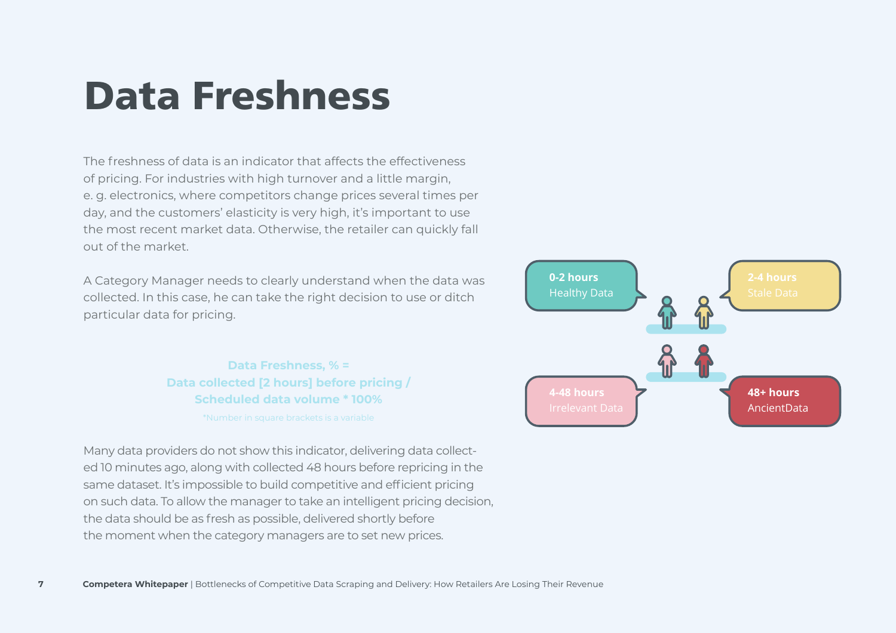# Data Freshness

The freshness of data is an indicator that affects the effectiveness of pricing. For industries with high turnover and a little margin, e. g. electronics, where competitors change prices several times per day, and the customers' elasticity is very high, it's important to use the most recent market data. Otherwise, the retailer can quickly fall out of the market.

A Category Manager needs to clearly understand when the data was collected. In this case, he can take the right decision to use or ditch particular data for pricing.

**Data Freshness, % =**
**Data collected [2 hours] before pricing /**
**Scheduled data volume * 100%**

*Number in square brackets is a variable

**0-2 hours**
Healthy Data

**2-4 hours**
Stale Data

**4-48 hours**
Irrelevant Data

**48+ hours**
AncientData

Many data providers do not show this indicator, delivering data collected 10 minutes ago, along with collected 48 hours before repricing in the same dataset. It's impossible to build competitive and efficient pricing on such data. To allow the manager to take an intelligent pricing decision, the data should be as fresh as possible, delivered shortly before the moment when the category managers are to set new prices.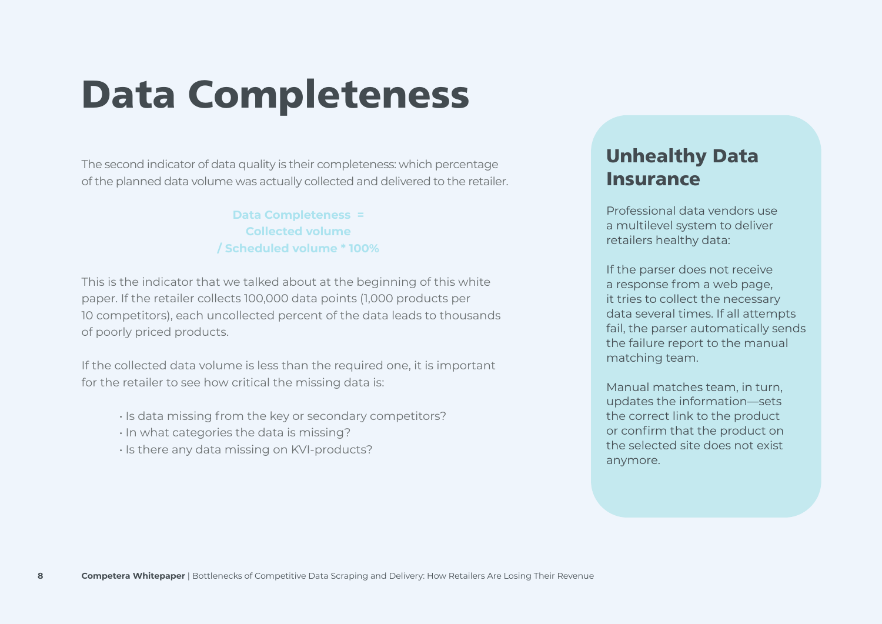# Data Completeness

The second indicator of data quality is their completeness: which percentage of the planned data volume was actually collected and delivered to the retailer.

**Data Completeness = Collected volume / Scheduled volume * 100%**

This is the indicator that we talked about at the beginning of this white paper. If the retailer collects 100,000 data points (1,000 products per 10 competitors), each uncollected percent of the data leads to thousands of poorly priced products.

If the collected data volume is less than the required one, it is important for the retailer to see how critical the missing data is:

- Is data missing from the key or secondary competitors?
- In what categories the data is missing?
- Is there any data missing on KVI-products?

## Unhealthy Data Insurance

Professional data vendors use a multilevel system to deliver retailers healthy data:

If the parser does not receive a response from a web page, it tries to collect the necessary data several times. If all attempts fail, the parser automatically sends the failure report to the manual matching team.

Manual matches team, in turn, updates the information—sets the correct link to the product or confirm that the product on the selected site does not exist anymore.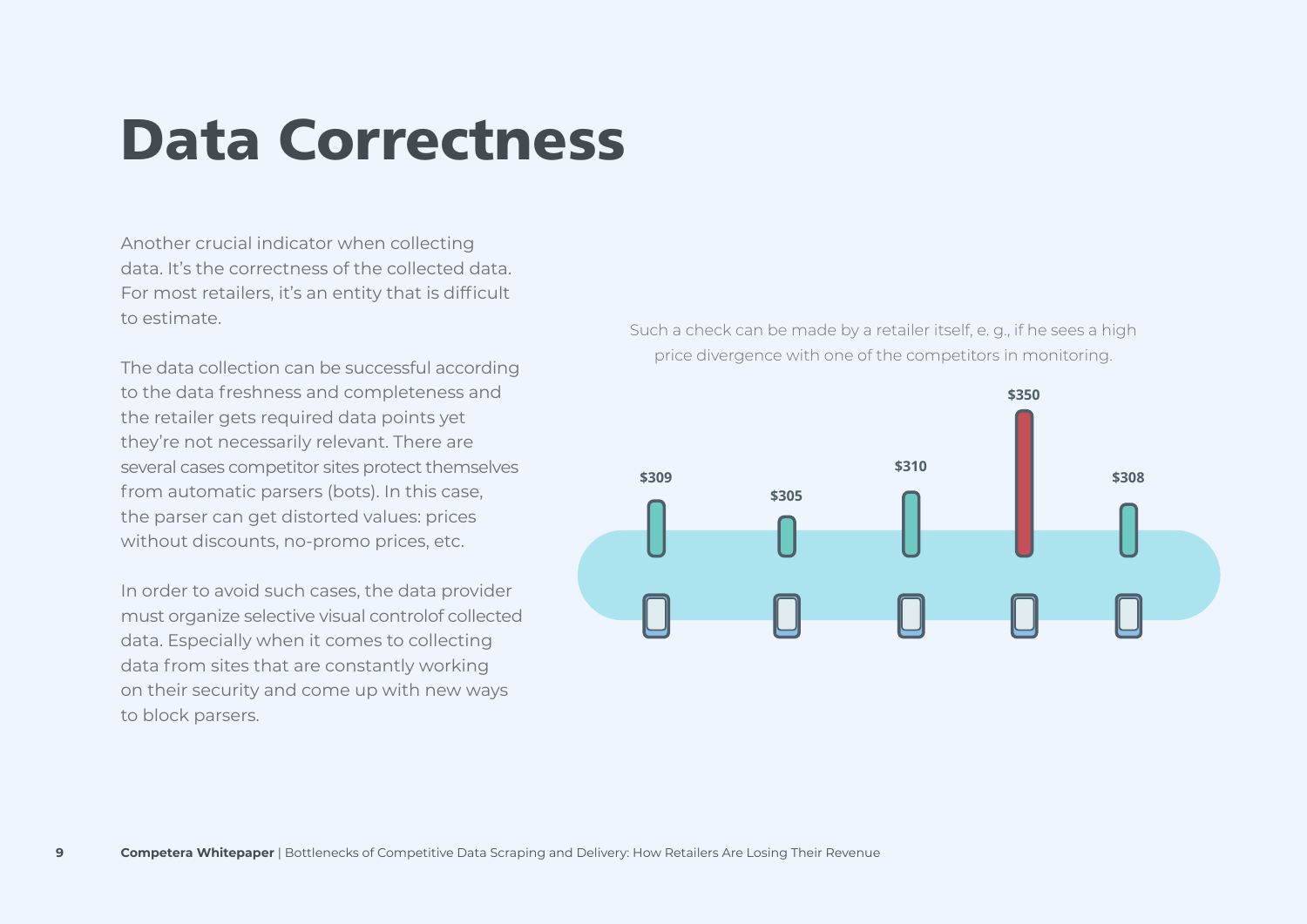# Data Correctness

Another crucial indicator when collecting data. It's the correctness of the collected data. For most retailers, it's an entity that is difficult to estimate.

The data collection can be successful according to the data freshness and completeness and the retailer gets required data points yet they're not necessarily relevant. There are several cases competitor sites protect themselves from automatic parsers (bots). In this case, the parser can get distorted values: prices without discounts, no-promo prices, etc.

In order to avoid such cases, the data provider must organize selective visual controlof collected data. Especially when it comes to collecting data from sites that are constantly working on their security and come up with new ways to block parsers.

Such a check can be made by a retailer itself, e. g., if he sees a high price divergence with one of the competitors in monitoring.

$309 $305 $310 $350 $308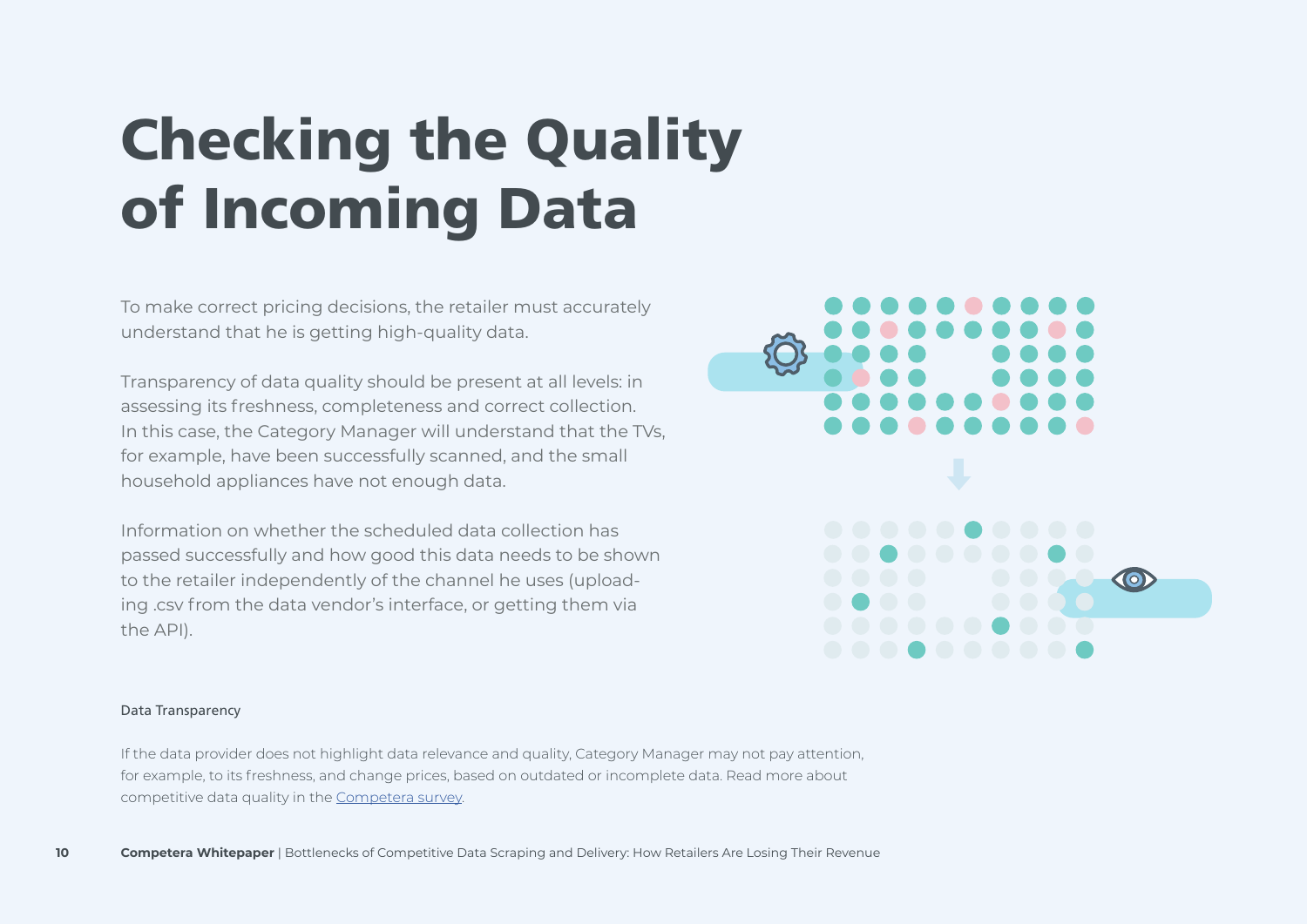# Checking the Quality of Incoming Data

To make correct pricing decisions, the retailer must accurately understand that he is getting high-quality data.

Transparency of data quality should be present at all levels: in assessing its freshness, completeness and correct collection. In this case, the Category Manager will understand that the TVs, for example, have been successfully scanned, and the small household appliances have not enough data.

Information on whether the scheduled data collection has passed successfully and how good this data needs to be shown to the retailer independently of the channel he uses (uploading .csv from the data vendor's interface, or getting them via the API).

Data Transparency

If the data provider does not highlight data relevance and quality, Category Manager may not pay attention, for example, to its freshness, and change prices, based on outdated or incomplete data. Read more about competitive data quality in the [Competera survey](Competera survey).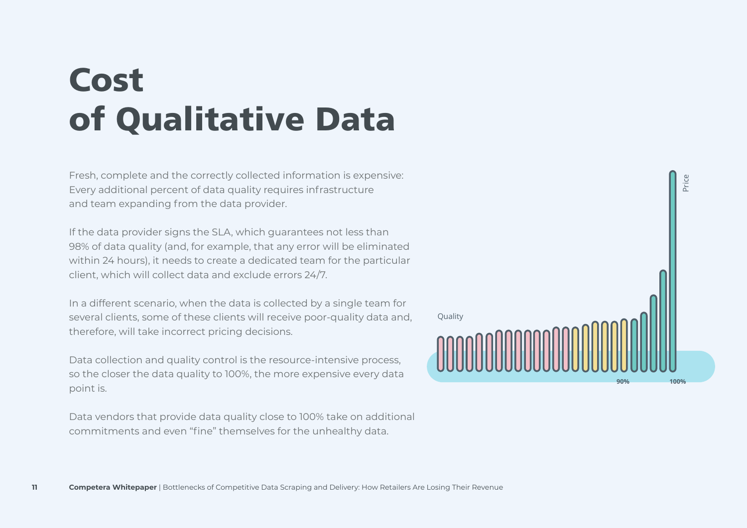# Cost of Qualitative Data

Fresh, complete and the correctly collected information is expensive: Every additional percent of data quality requires infrastructure and team expanding from the data provider.

If the data provider signs the SLA, which guarantees not less than 98% of data quality (and, for example, that any error will be eliminated within 24 hours), it needs to create a dedicated team for the particular client, which will collect data and exclude errors 24/7.

In a different scenario, when the data is collected by a single team for several clients, some of these clients will receive poor-quality data and, therefore, will take incorrect pricing decisions.

Data collection and quality control is the resource-intensive process, so the closer the data quality to 100%, the more expensive every data point is.

Data vendors that provide data quality close to 100% take on additional commitments and even “fine” themselves for the unhealthy data.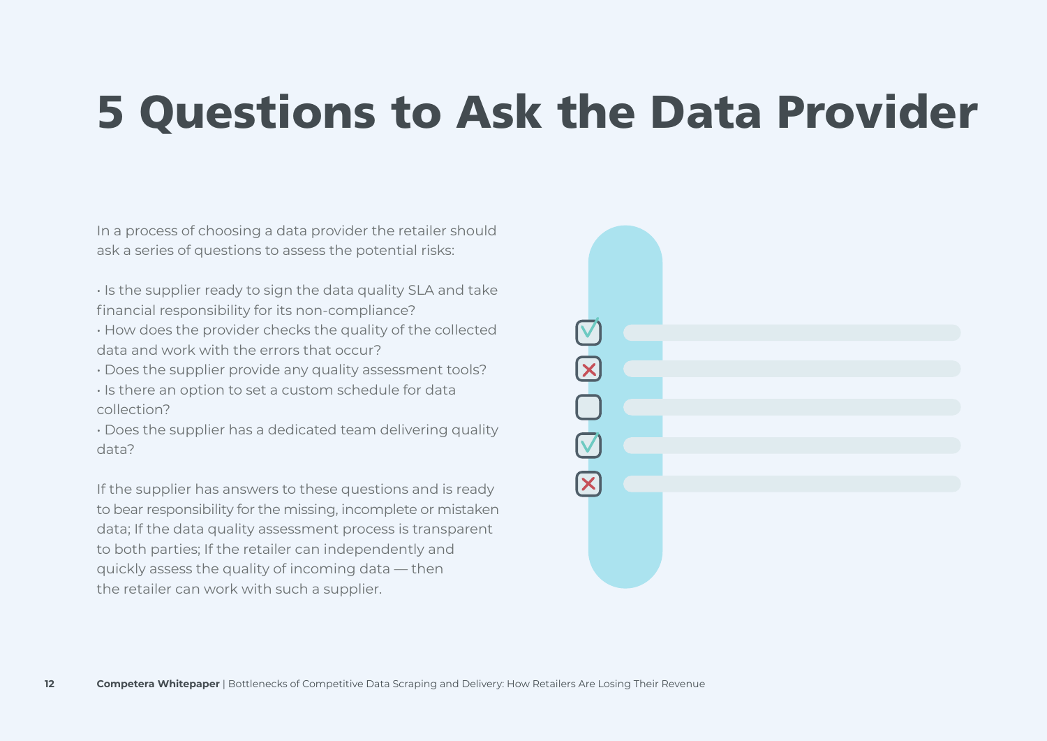# 5 Questions to Ask the Data Provider

In a process of choosing a data provider the retailer should ask a series of questions to assess the potential risks:

- Is the supplier ready to sign the data quality SLA and take financial responsibility for its non-compliance?
- How does the provider checks the quality of the collected data and work with the errors that occur?
- Does the supplier provide any quality assessment tools?
- Is there an option to set a custom schedule for data collection?
- Does the supplier has a dedicated team delivering quality data?

If the supplier has answers to these questions and is ready to bear responsibility for the missing, incomplete or mistaken data; If the data quality assessment process is transparent to both parties; If the retailer can independently and quickly assess the quality of incoming data — then the retailer can work with such a supplier.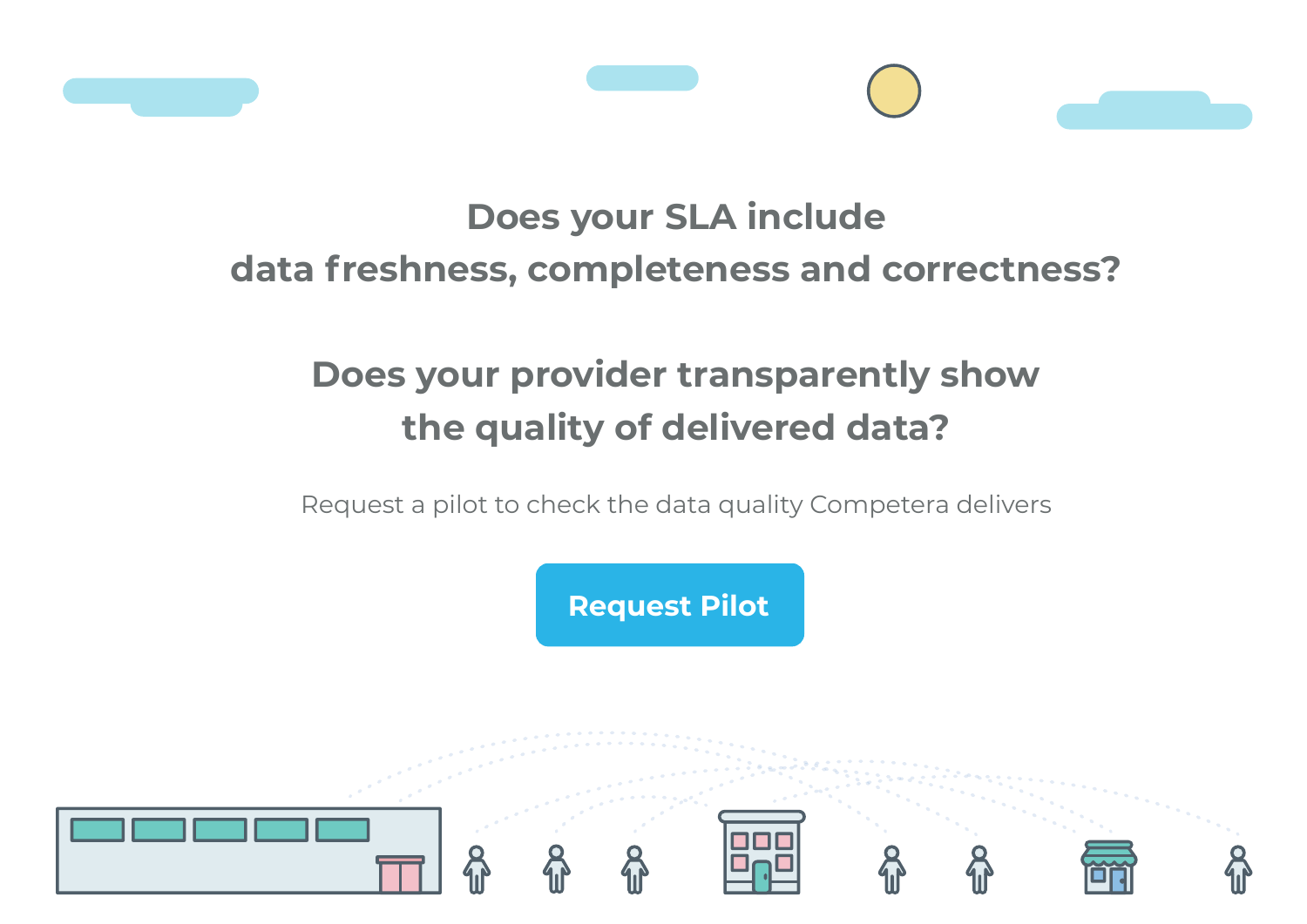## Does your SLA include data freshness, completeness and correctness?

## Does your provider transparently show the quality of delivered data?

Request a pilot to check the data quality Competera delivers

**Request Pilot**